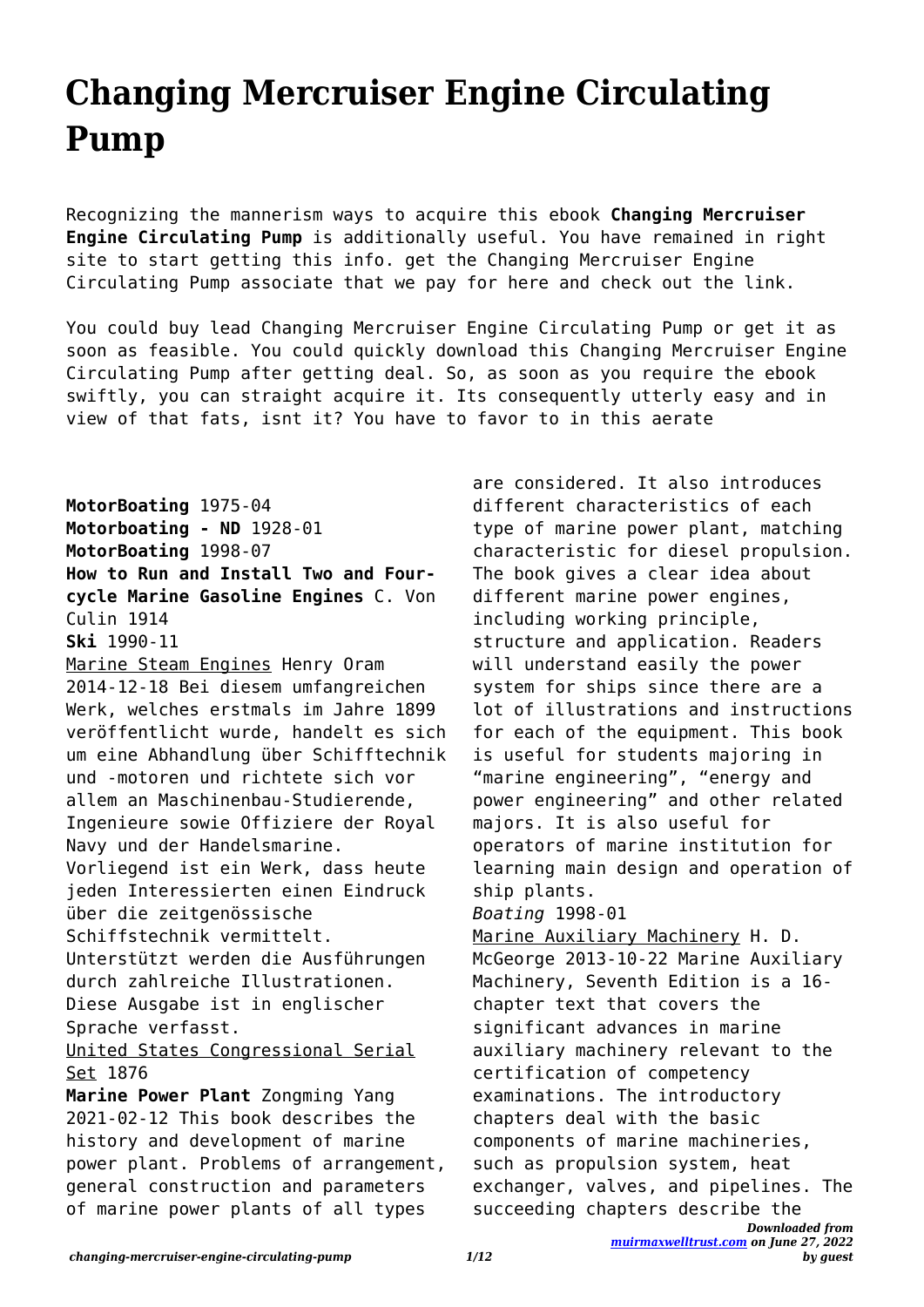# Changing Mercruiser Engine Circulating Pump

Recognizing the mannerism ways to acquire this ebook **Changing Mercruiser Engine Circulating Pump** is additionally useful. You have remained in right site to start getting this info. get the Changing Mercruiser Engine Circulating Pump associate that we pay for here and check out the link.

You could buy lead Changing Mercruiser Engine Circulating Pump or get it as soon as feasible. You could quickly download this Changing Mercruiser Engine Circulating Pump after getting deal. So, as soon as you require the ebook swiftly, you can straight acquire it. Its consequently utterly easy and in view of that fats, isnt it? You have to favor to in this aerate

**MotorBoating** 1975-04

**Motorboating - ND** 1928-01

**MotorBoating** 1998-07

**How to Run and Install Two and Four-cycle Marine Gasoline Engines** C. Von Culin 1914

**Ski** 1990-11

Marine Steam Engines Henry Oram 2014-12-18 Bei diesem umfangreichen Werk, welches erstmals im Jahre 1899 veröffentlicht wurde, handelt es sich um eine Abhandlung über Schifftechnik und -motoren und richtete sich vor allem an Maschinenbau-Studierende, Ingenieure sowie Offiziere der Royal Navy und der Handelsmarine. Vorliegend ist ein Werk, dass heute jeden Interessierten einen Eindruck über die zeitgenössische Schiffstechnik vermittelt. Unterstützt werden die Ausführungen durch zahlreiche Illustrationen. Diese Ausgabe ist in englischer Sprache verfasst.

United States Congressional Serial Set 1876

**Marine Power Plant** Zongming Yang 2021-02-12 This book describes the history and development of marine power plant. Problems of arrangement, general construction and parameters of marine power plants of all types are considered. It also introduces different characteristics of each type of marine power plant, matching characteristic for diesel propulsion. The book gives a clear idea about different marine power engines, including working principle, structure and application. Readers will understand easily the power system for ships since there are a lot of illustrations and instructions for each of the equipment. This book is useful for students majoring in "marine engineering", "energy and power engineering" and other related majors. It is also useful for operators of marine institution for learning main design and operation of ship plants.

*Boating* 1998-01

Marine Auxiliary Machinery H. D. McGeorge 2013-10-22 Marine Auxiliary Machinery, Seventh Edition is a 16-chapter text that covers the significant advances in marine auxiliary machinery relevant to the certification of competency examinations. The introductory chapters deal with the basic components of marine machineries, such as propulsion system, heat exchanger, valves, and pipelines. The succeeding chapters describe the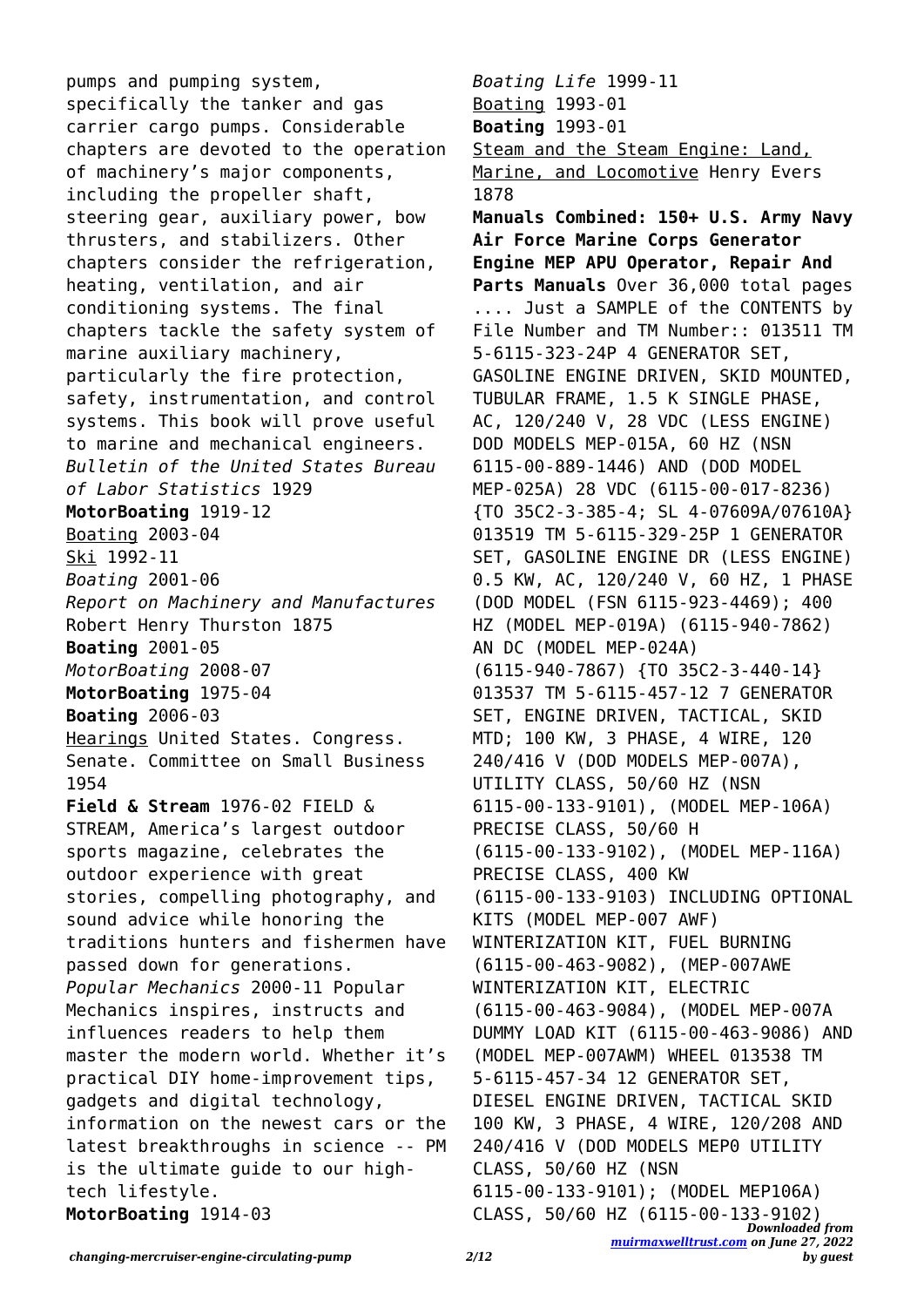pumps and pumping system, specifically the tanker and gas carrier cargo pumps. Considerable chapters are devoted to the operation of machinery's major components, including the propeller shaft, steering gear, auxiliary power, bow thrusters, and stabilizers. Other chapters consider the refrigeration, heating, ventilation, and air conditioning systems. The final chapters tackle the safety system of marine auxiliary machinery, particularly the fire protection, safety, instrumentation, and control systems. This book will prove useful to marine and mechanical engineers.

*Bulletin of the United States Bureau of Labor Statistics* 1929

**MotorBoating** 1919-12

Boating 2003-04

Ski 1992-11

*Boating* 2001-06

*Report on Machinery and Manufactures* Robert Henry Thurston 1875

**Boating** 2001-05

*MotorBoating* 2008-07

**MotorBoating** 1975-04

**Boating** 2006-03

Hearings United States. Congress. Senate. Committee on Small Business 1954

**Field & Stream** 1976-02 FIELD & STREAM, America's largest outdoor sports magazine, celebrates the outdoor experience with great stories, compelling photography, and sound advice while honoring the traditions hunters and fishermen have passed down for generations.

*Popular Mechanics* 2000-11 Popular Mechanics inspires, instructs and influences readers to help them master the modern world. Whether it's practical DIY home-improvement tips, gadgets and digital technology, information on the newest cars or the latest breakthroughs in science -- PM is the ultimate guide to our high-tech lifestyle.

**MotorBoating** 1914-03

*Boating Life* 1999-11

Boating 1993-01

**Boating** 1993-01

Steam and the Steam Engine: Land, Marine, and Locomotive Henry Evers 1878

**Manuals Combined: 150+ U.S. Army Navy Air Force Marine Corps Generator Engine MEP APU Operator, Repair And Parts Manuals** Over 36,000 total pages .... Just a SAMPLE of the CONTENTS by File Number and TM Number:: 013511 TM 5-6115-323-24P 4 GENERATOR SET, GASOLINE ENGINE DRIVEN, SKID MOUNTED, TUBULAR FRAME, 1.5 K SINGLE PHASE, AC, 120/240 V, 28 VDC (LESS ENGINE) DOD MODELS MEP-015A, 60 HZ (NSN 6115-00-889-1446) AND (DOD MODEL MEP-025A) 28 VDC (6115-00-017-8236) {TO 35C2-3-385-4; SL 4-07609A/07610A} 013519 TM 5-6115-329-25P 1 GENERATOR SET, GASOLINE ENGINE DR (LESS ENGINE) 0.5 KW, AC, 120/240 V, 60 HZ, 1 PHASE (DOD MODEL (FSN 6115-923-4469); 400 HZ (MODEL MEP-019A) (6115-940-7862) AN DC (MODEL MEP-024A) (6115-940-7867) {TO 35C2-3-440-14} 013537 TM 5-6115-457-12 7 GENERATOR SET, ENGINE DRIVEN, TACTICAL, SKID MTD; 100 KW, 3 PHASE, 4 WIRE, 120 240/416 V (DOD MODELS MEP-007A), UTILITY CLASS, 50/60 HZ (NSN 6115-00-133-9101), (MODEL MEP-106A) PRECISE CLASS, 50/60 H (6115-00-133-9102), (MODEL MEP-116A) PRECISE CLASS, 400 KW (6115-00-133-9103) INCLUDING OPTIONAL KITS (MODEL MEP-007 AWF) WINTERIZATION KIT, FUEL BURNING (6115-00-463-9082), (MEP-007AWE WINTERIZATION KIT, ELECTRIC (6115-00-463-9084), (MODEL MEP-007A DUMMY LOAD KIT (6115-00-463-9086) AND (MODEL MEP-007AWM) WHEEL 013538 TM 5-6115-457-34 12 GENERATOR SET, DIESEL ENGINE DRIVEN, TACTICAL SKID 100 KW, 3 PHASE, 4 WIRE, 120/208 AND 240/416 V (DOD MODELS MEP0 UTILITY CLASS, 50/60 HZ (NSN 6115-00-133-9101); (MODEL MEP106A) CLASS, 50/60 HZ (6115-00-133-9102)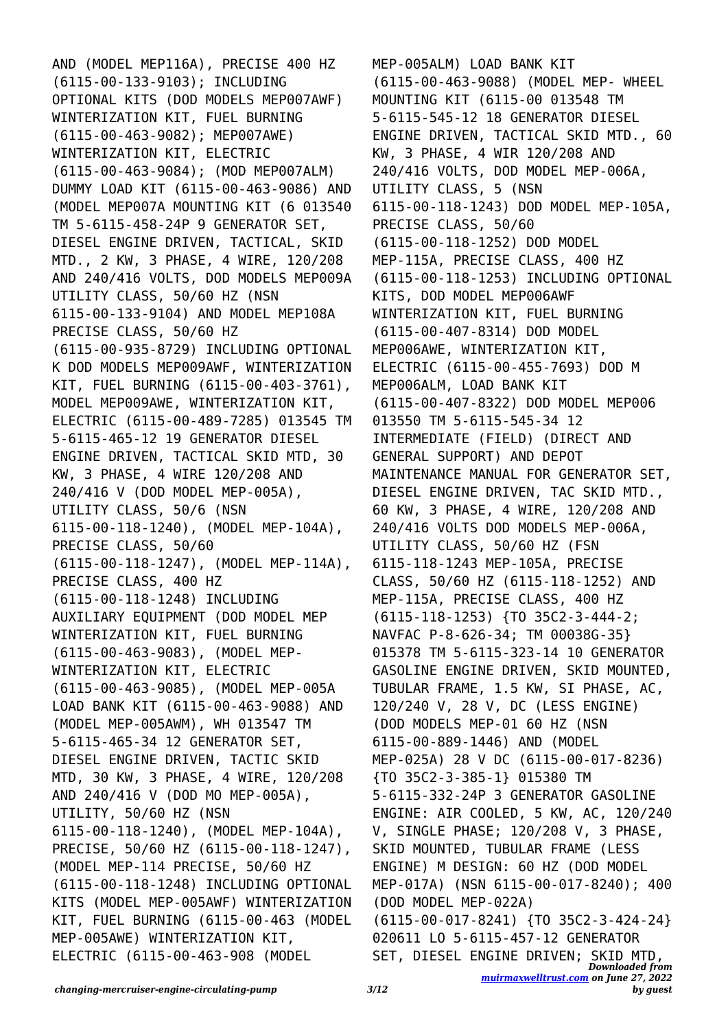AND (MODEL MEP116A), PRECISE 400 HZ (6115-00-133-9103); INCLUDING OPTIONAL KITS (DOD MODELS MEP007AWF) WINTERIZATION KIT, FUEL BURNING (6115-00-463-9082); MEP007AWE) WINTERIZATION KIT, ELECTRIC (6115-00-463-9084); (MOD MEP007ALM) DUMMY LOAD KIT (6115-00-463-9086) AND (MODEL MEP007A MOUNTING KIT (6 013540 TM 5-6115-458-24P 9 GENERATOR SET, DIESEL ENGINE DRIVEN, TACTICAL, SKID MTD., 2 KW, 3 PHASE, 4 WIRE, 120/208 AND 240/416 VOLTS, DOD MODELS MEP009A UTILITY CLASS, 50/60 HZ (NSN 6115-00-133-9104) AND MODEL MEP108A PRECISE CLASS, 50/60 HZ (6115-00-935-8729) INCLUDING OPTIONAL K DOD MODELS MEP009AWF, WINTERIZATION KIT, FUEL BURNING (6115-00-403-3761), MODEL MEP009AWE, WINTERIZATION KIT, ELECTRIC (6115-00-489-7285) 013545 TM 5-6115-465-12 19 GENERATOR DIESEL ENGINE DRIVEN, TACTICAL SKID MTD, 30 KW, 3 PHASE, 4 WIRE 120/208 AND 240/416 V (DOD MODEL MEP-005A), UTILITY CLASS, 50/6 (NSN 6115-00-118-1240), (MODEL MEP-104A), PRECISE CLASS, 50/60 (6115-00-118-1247), (MODEL MEP-114A), PRECISE CLASS, 400 HZ (6115-00-118-1248) INCLUDING AUXILIARY EQUIPMENT (DOD MODEL MEP WINTERIZATION KIT, FUEL BURNING (6115-00-463-9083), (MODEL MEP- WINTERIZATION KIT, ELECTRIC (6115-00-463-9085), (MODEL MEP-005A LOAD BANK KIT (6115-00-463-9088) AND (MODEL MEP-005AWM), WH 013547 TM 5-6115-465-34 12 GENERATOR SET, DIESEL ENGINE DRIVEN, TACTIC SKID MTD, 30 KW, 3 PHASE, 4 WIRE, 120/208 AND 240/416 V (DOD MO MEP-005A), UTILITY, 50/60 HZ (NSN 6115-00-118-1240), (MODEL MEP-104A), PRECISE, 50/60 HZ (6115-00-118-1247), (MODEL MEP-114 PRECISE, 50/60 HZ (6115-00-118-1248) INCLUDING OPTIONAL KITS (MODEL MEP-005AWF) WINTERIZATION KIT, FUEL BURNING (6115-00-463 (MODEL MEP-005AWE) WINTERIZATION KIT, ELECTRIC (6115-00-463-908 (MODEL MEP-005ALM) LOAD BANK KIT (6115-00-463-9088) (MODEL MEP- WHEEL MOUNTING KIT (6115-00 013548 TM 5-6115-545-12 18 GENERATOR DIESEL ENGINE DRIVEN, TACTICAL SKID MTD., 60 KW, 3 PHASE, 4 WIR 120/208 AND 240/416 VOLTS, DOD MODEL MEP-006A, UTILITY CLASS, 5 (NSN 6115-00-118-1243) DOD MODEL MEP-105A, PRECISE CLASS, 50/60 (6115-00-118-1252) DOD MODEL MEP-115A, PRECISE CLASS, 400 HZ (6115-00-118-1253) INCLUDING OPTIONAL KITS, DOD MODEL MEP006AWF WINTERIZATION KIT, FUEL BURNING (6115-00-407-8314) DOD MODEL MEP006AWE, WINTERIZATION KIT, ELECTRIC (6115-00-455-7693) DOD M MEP006ALM, LOAD BANK KIT (6115-00-407-8322) DOD MODEL MEP006 013550 TM 5-6115-545-34 12 INTERMEDIATE (FIELD) (DIRECT AND GENERAL SUPPORT) AND DEPOT MAINTENANCE MANUAL FOR GENERATOR SET, DIESEL ENGINE DRIVEN, TAC SKID MTD., 60 KW, 3 PHASE, 4 WIRE, 120/208 AND 240/416 VOLTS DOD MODELS MEP-006A, UTILITY CLASS, 50/60 HZ (FSN 6115-118-1243 MEP-105A, PRECISE CLASS, 50/60 HZ (6115-118-1252) AND MEP-115A, PRECISE CLASS, 400 HZ (6115-118-1253) {TO 35C2-3-444-2; NAVFAC P-8-626-34; TM 00038G-35} 015378 TM 5-6115-323-14 10 GENERATOR GASOLINE ENGINE DRIVEN, SKID MOUNTED, TUBULAR FRAME, 1.5 KW, SI PHASE, AC, 120/240 V, 28 V, DC (LESS ENGINE) (DOD MODELS MEP-01 60 HZ (NSN 6115-00-889-1446) AND (MODEL MEP-025A) 28 V DC (6115-00-017-8236) {TO 35C2-3-385-1} 015380 TM 5-6115-332-24P 3 GENERATOR GASOLINE ENGINE: AIR COOLED, 5 KW, AC, 120/240 V, SINGLE PHASE; 120/208 V, 3 PHASE, SKID MOUNTED, TUBULAR FRAME (LESS ENGINE) M DESIGN: 60 HZ (DOD MODEL MEP-017A) (NSN 6115-00-017-8240); 400 (DOD MODEL MEP-022A) (6115-00-017-8241) {TO 35C2-3-424-24} 020611 LO 5-6115-457-12 GENERATOR SET, DIESEL ENGINE DRIVEN; SKID MTD,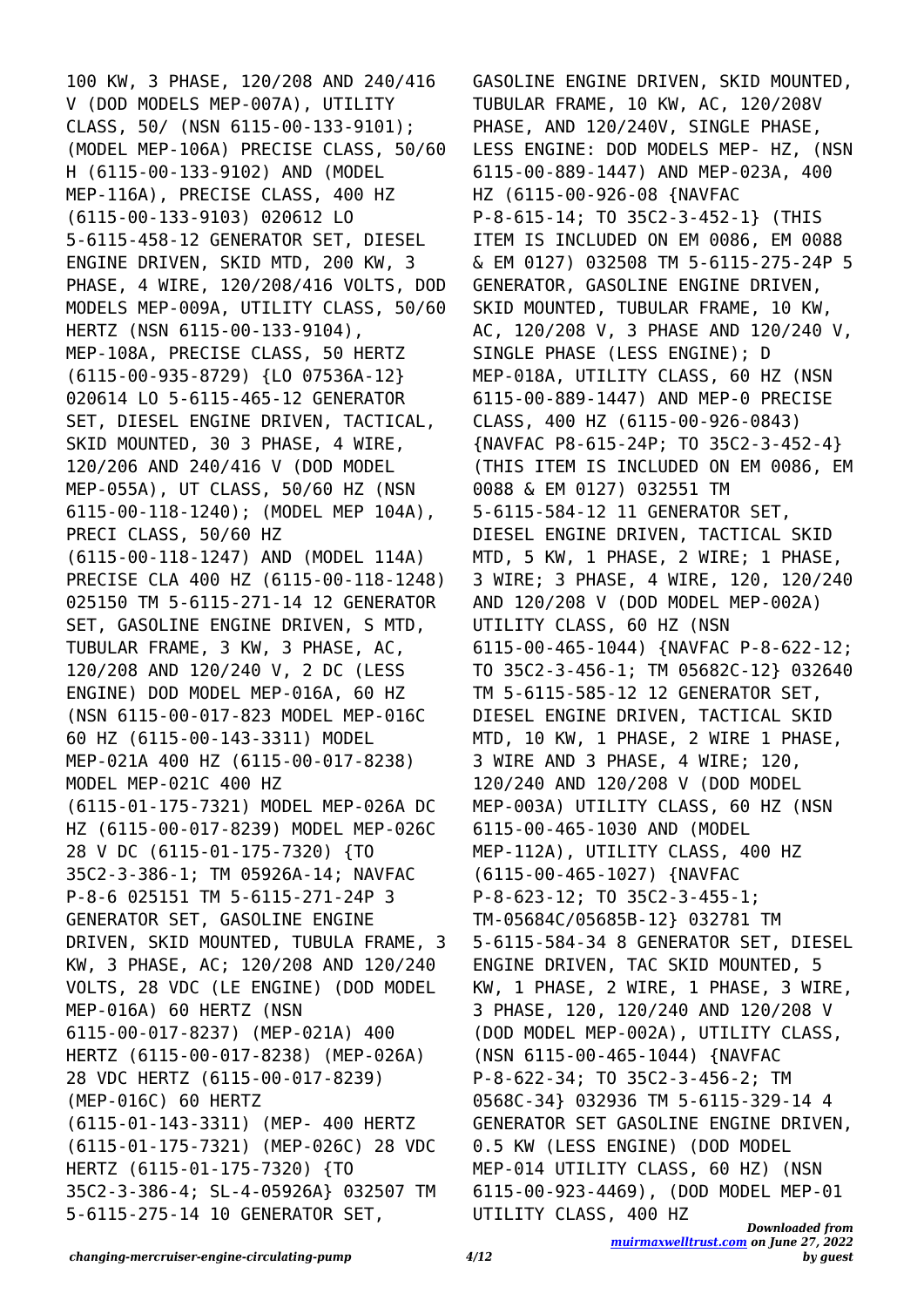100 KW, 3 PHASE, 120/208 AND 240/416 V (DOD MODELS MEP-007A), UTILITY CLASS, 50/ (NSN 6115-00-133-9101); (MODEL MEP-106A) PRECISE CLASS, 50/60 H (6115-00-133-9102) AND (MODEL MEP-116A), PRECISE CLASS, 400 HZ (6115-00-133-9103) 020612 LO 5-6115-458-12 GENERATOR SET, DIESEL ENGINE DRIVEN, SKID MTD, 200 KW, 3 PHASE, 4 WIRE, 120/208/416 VOLTS, DOD MODELS MEP-009A, UTILITY CLASS, 50/60 HERTZ (NSN 6115-00-133-9104), MEP-108A, PRECISE CLASS, 50 HERTZ (6115-00-935-8729) {LO 07536A-12} 020614 LO 5-6115-465-12 GENERATOR SET, DIESEL ENGINE DRIVEN, TACTICAL, SKID MOUNTED, 30 3 PHASE, 4 WIRE, 120/206 AND 240/416 V (DOD MODEL MEP-055A), UT CLASS, 50/60 HZ (NSN 6115-00-118-1240); (MODEL MEP 104A), PRECI CLASS, 50/60 HZ (6115-00-118-1247) AND (MODEL 114A) PRECISE CLA 400 HZ (6115-00-118-1248) 025150 TM 5-6115-271-14 12 GENERATOR SET, GASOLINE ENGINE DRIVEN, S MTD, TUBULAR FRAME, 3 KW, 3 PHASE, AC, 120/208 AND 120/240 V, 2 DC (LESS ENGINE) DOD MODEL MEP-016A, 60 HZ (NSN 6115-00-017-823 MODEL MEP-016C 60 HZ (6115-00-143-3311) MODEL MEP-021A 400 HZ (6115-00-017-8238) MODEL MEP-021C 400 HZ (6115-01-175-7321) MODEL MEP-026A DC HZ (6115-00-017-8239) MODEL MEP-026C 28 V DC (6115-01-175-7320) {TO 35C2-3-386-1; TM 05926A-14; NAVFAC P-8-6 025151 TM 5-6115-271-24P 3 GENERATOR SET, GASOLINE ENGINE DRIVEN, SKID MOUNTED, TUBULA FRAME, 3 KW, 3 PHASE, AC; 120/208 AND 120/240 VOLTS, 28 VDC (LE ENGINE) (DOD MODEL MEP-016A) 60 HERTZ (NSN 6115-00-017-8237) (MEP-021A) 400 HERTZ (6115-00-017-8238) (MEP-026A) 28 VDC HERTZ (6115-00-017-8239) (MEP-016C) 60 HERTZ (6115-01-143-3311) (MEP- 400 HERTZ (6115-01-175-7321) (MEP-026C) 28 VDC HERTZ (6115-01-175-7320) {TO 35C2-3-386-4; SL-4-05926A} 032507 TM 5-6115-275-14 10 GENERATOR SET, GASOLINE ENGINE DRIVEN, SKID MOUNTED, TUBULAR FRAME, 10 KW, AC, 120/208V PHASE, AND 120/240V, SINGLE PHASE, LESS ENGINE: DOD MODELS MEP- HZ, (NSN 6115-00-889-1447) AND MEP-023A, 400 HZ (6115-00-926-08 {NAVFAC P-8-615-14; TO 35C2-3-452-1} (THIS ITEM IS INCLUDED ON EM 0086, EM 0088 & EM 0127) 032508 TM 5-6115-275-24P 5 GENERATOR, GASOLINE ENGINE DRIVEN, SKID MOUNTED, TUBULAR FRAME, 10 KW, AC, 120/208 V, 3 PHASE AND 120/240 V, SINGLE PHASE (LESS ENGINE); D MEP-018A, UTILITY CLASS, 60 HZ (NSN 6115-00-889-1447) AND MEP-0 PRECISE CLASS, 400 HZ (6115-00-926-0843) {NAVFAC P8-615-24P; TO 35C2-3-452-4} (THIS ITEM IS INCLUDED ON EM 0086, EM 0088 & EM 0127) 032551 TM 5-6115-584-12 11 GENERATOR SET, DIESEL ENGINE DRIVEN, TACTICAL SKID MTD, 5 KW, 1 PHASE, 2 WIRE; 1 PHASE, 3 WIRE; 3 PHASE, 4 WIRE, 120, 120/240 AND 120/208 V (DOD MODEL MEP-002A) UTILITY CLASS, 60 HZ (NSN 6115-00-465-1044) {NAVFAC P-8-622-12; TO 35C2-3-456-1; TM 05682C-12} 032640 TM 5-6115-585-12 12 GENERATOR SET, DIESEL ENGINE DRIVEN, TACTICAL SKID MTD, 10 KW, 1 PHASE, 2 WIRE 1 PHASE, 3 WIRE AND 3 PHASE, 4 WIRE; 120, 120/240 AND 120/208 V (DOD MODEL MEP-003A) UTILITY CLASS, 60 HZ (NSN 6115-00-465-1030 AND (MODEL MEP-112A), UTILITY CLASS, 400 HZ (6115-00-465-1027) {NAVFAC P-8-623-12; TO 35C2-3-455-1; TM-05684C/05685B-12} 032781 TM 5-6115-584-34 8 GENERATOR SET, DIESEL ENGINE DRIVEN, TAC SKID MOUNTED, 5 KW, 1 PHASE, 2 WIRE, 1 PHASE, 3 WIRE, 3 PHASE, 120, 120/240 AND 120/208 V (DOD MODEL MEP-002A), UTILITY CLASS, (NSN 6115-00-465-1044) {NAVFAC P-8-622-34; TO 35C2-3-456-2; TM 0568C-34} 032936 TM 5-6115-329-14 4 GENERATOR SET GASOLINE ENGINE DRIVEN, 0.5 KW (LESS ENGINE) (DOD MODEL MEP-014 UTILITY CLASS, 60 HZ) (NSN 6115-00-923-4469), (DOD MODEL MEP-01 UTILITY CLASS, 400 HZ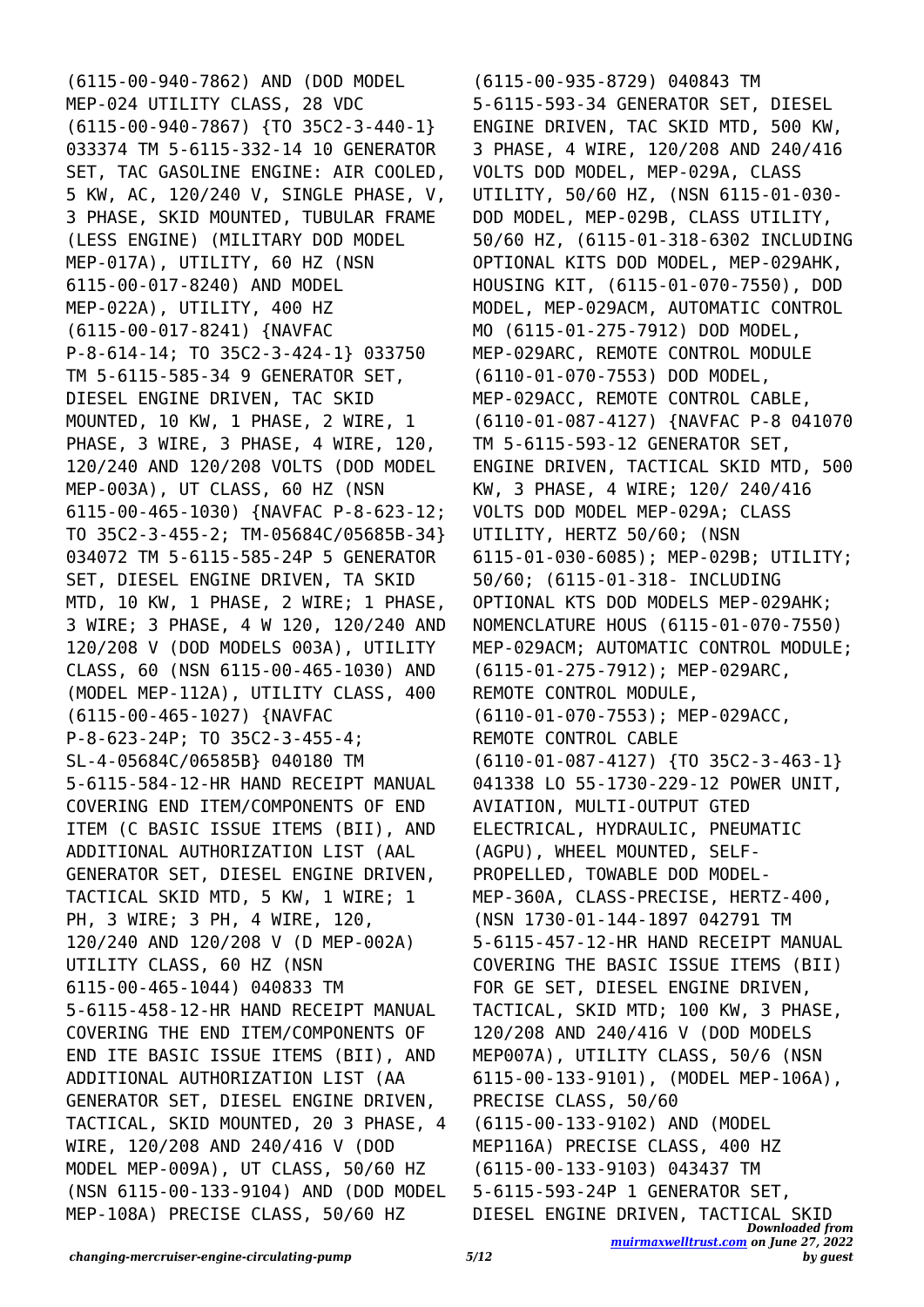(6115-00-940-7862) AND (DOD MODEL MEP-024 UTILITY CLASS, 28 VDC (6115-00-940-7867) {TO 35C2-3-440-1} 033374 TM 5-6115-332-14 10 GENERATOR SET, TAC GASOLINE ENGINE: AIR COOLED, 5 KW, AC, 120/240 V, SINGLE PHASE, V, 3 PHASE, SKID MOUNTED, TUBULAR FRAME (LESS ENGINE) (MILITARY DOD MODEL MEP-017A), UTILITY, 60 HZ (NSN 6115-00-017-8240) AND MODEL MEP-022A), UTILITY, 400 HZ (6115-00-017-8241) {NAVFAC P-8-614-14; TO 35C2-3-424-1} 033750 TM 5-6115-585-34 9 GENERATOR SET, DIESEL ENGINE DRIVEN, TAC SKID MOUNTED, 10 KW, 1 PHASE, 2 WIRE, 1 PHASE, 3 WIRE, 3 PHASE, 4 WIRE, 120, 120/240 AND 120/208 VOLTS (DOD MODEL MEP-003A), UT CLASS, 60 HZ (NSN 6115-00-465-1030) {NAVFAC P-8-623-12; TO 35C2-3-455-2; TM-05684C/05685B-34} 034072 TM 5-6115-585-24P 5 GENERATOR SET, DIESEL ENGINE DRIVEN, TA SKID MTD, 10 KW, 1 PHASE, 2 WIRE; 1 PHASE, 3 WIRE; 3 PHASE, 4 W 120, 120/240 AND 120/208 V (DOD MODELS 003A), UTILITY CLASS, 60 (NSN 6115-00-465-1030) AND (MODEL MEP-112A), UTILITY CLASS, 400 (6115-00-465-1027) {NAVFAC P-8-623-24P; TO 35C2-3-455-4; SL-4-05684C/06585B} 040180 TM 5-6115-584-12-HR HAND RECEIPT MANUAL COVERING END ITEM/COMPONENTS OF END ITEM (C BASIC ISSUE ITEMS (BII), AND ADDITIONAL AUTHORIZATION LIST (AAL GENERATOR SET, DIESEL ENGINE DRIVEN, TACTICAL SKID MTD, 5 KW, 1 WIRE; 1 PH, 3 WIRE; 3 PH, 4 WIRE, 120, 120/240 AND 120/208 V (D MEP-002A) UTILITY CLASS, 60 HZ (NSN 6115-00-465-1044) 040833 TM 5-6115-458-12-HR HAND RECEIPT MANUAL COVERING THE END ITEM/COMPONENTS OF END ITE BASIC ISSUE ITEMS (BII), AND ADDITIONAL AUTHORIZATION LIST (AA GENERATOR SET, DIESEL ENGINE DRIVEN, TACTICAL, SKID MOUNTED, 20 3 PHASE, 4 WIRE, 120/208 AND 240/416 V (DOD MODEL MEP-009A), UT CLASS, 50/60 HZ (NSN 6115-00-133-9104) AND (DOD MODEL MEP-108A) PRECISE CLASS, 50/60 HZ (6115-00-935-8729) 040843 TM 5-6115-593-34 GENERATOR SET, DIESEL ENGINE DRIVEN, TAC SKID MTD, 500 KW, 3 PHASE, 4 WIRE, 120/208 AND 240/416 VOLTS DOD MODEL, MEP-029A, CLASS UTILITY, 50/60 HZ, (NSN 6115-01-030-DOD MODEL, MEP-029B, CLASS UTILITY, 50/60 HZ, (6115-01-318-6302 INCLUDING OPTIONAL KITS DOD MODEL, MEP-029AHK, HOUSING KIT, (6115-01-070-7550), DOD MODEL, MEP-029ACM, AUTOMATIC CONTROL MO (6115-01-275-7912) DOD MODEL, MEP-029ARC, REMOTE CONTROL MODULE (6110-01-070-7553) DOD MODEL, MEP-029ACC, REMOTE CONTROL CABLE, (6110-01-087-4127) {NAVFAC P-8 041070 TM 5-6115-593-12 GENERATOR SET, ENGINE DRIVEN, TACTICAL SKID MTD, 500 KW, 3 PHASE, 4 WIRE; 120/ 240/416 VOLTS DOD MODEL MEP-029A; CLASS UTILITY, HERTZ 50/60; (NSN 6115-01-030-6085); MEP-029B; UTILITY; 50/60; (6115-01-318- INCLUDING OPTIONAL KTS DOD MODELS MEP-029AHK; NOMENCLATURE HOUS (6115-01-070-7550) MEP-029ACM; AUTOMATIC CONTROL MODULE; (6115-01-275-7912); MEP-029ARC, REMOTE CONTROL MODULE, (6110-01-070-7553); MEP-029ACC, REMOTE CONTROL CABLE (6110-01-087-4127) {TO 35C2-3-463-1} 041338 LO 55-1730-229-12 POWER UNIT, AVIATION, MULTI-OUTPUT GTED ELECTRICAL, HYDRAULIC, PNEUMATIC (AGPU), WHEEL MOUNTED, SELF-PROPELLED, TOWABLE DOD MODEL-MEP-360A, CLASS-PRECISE, HERTZ-400, (NSN 1730-01-144-1897 042791 TM 5-6115-457-12-HR HAND RECEIPT MANUAL COVERING THE BASIC ISSUE ITEMS (BII) FOR GE SET, DIESEL ENGINE DRIVEN, TACTICAL, SKID MTD; 100 KW, 3 PHASE, 120/208 AND 240/416 V (DOD MODELS MEP007A), UTILITY CLASS, 50/6 (NSN 6115-00-133-9101), (MODEL MEP-106A), PRECISE CLASS, 50/60 (6115-00-133-9102) AND (MODEL MEP116A) PRECISE CLASS, 400 HZ (6115-00-133-9103) 043437 TM 5-6115-593-24P 1 GENERATOR SET, DIESEL ENGINE DRIVEN, TACTICAL SKID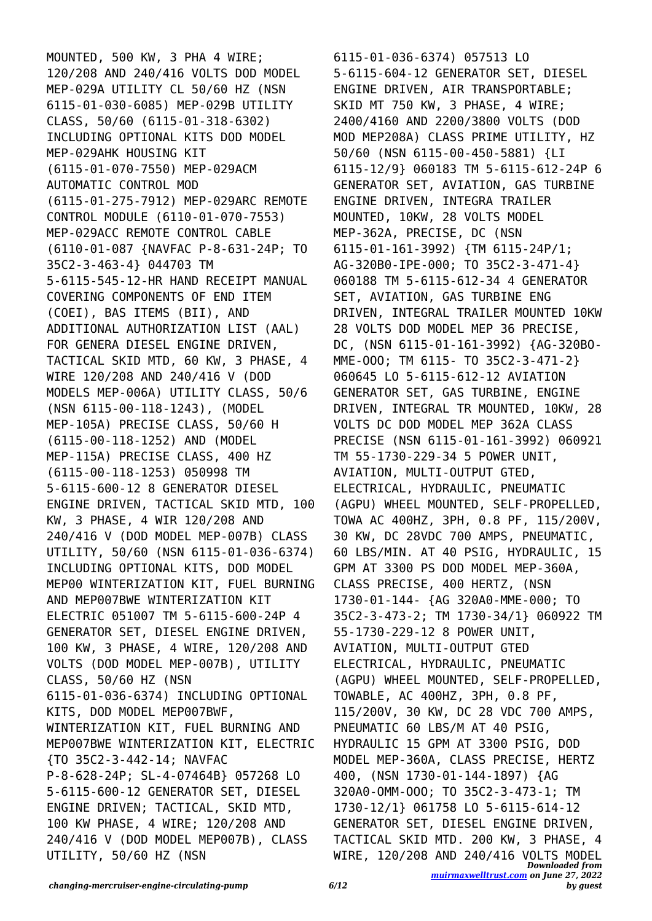MOUNTED, 500 KW, 3 PHA 4 WIRE; 120/208 AND 240/416 VOLTS DOD MODEL MEP-029A UTILITY CL 50/60 HZ (NSN 6115-01-030-6085) MEP-029B UTILITY CLASS, 50/60 (6115-01-318-6302) INCLUDING OPTIONAL KITS DOD MODEL MEP-029AHK HOUSING KIT (6115-01-070-7550) MEP-029ACM AUTOMATIC CONTROL MOD (6115-01-275-7912) MEP-029ARC REMOTE CONTROL MODULE (6110-01-070-7553) MEP-029ACC REMOTE CONTROL CABLE (6110-01-087 {NAVFAC P-8-631-24P; TO 35C2-3-463-4} 044703 TM 5-6115-545-12-HR HAND RECEIPT MANUAL COVERING COMPONENTS OF END ITEM (COEI), BAS ITEMS (BII), AND ADDITIONAL AUTHORIZATION LIST (AAL) FOR GENERA DIESEL ENGINE DRIVEN, TACTICAL SKID MTD, 60 KW, 3 PHASE, 4 WIRE 120/208 AND 240/416 V (DOD MODELS MEP-006A) UTILITY CLASS, 50/6 (NSN 6115-00-118-1243), (MODEL MEP-105A) PRECISE CLASS, 50/60 H (6115-00-118-1252) AND (MODEL MEP-115A) PRECISE CLASS, 400 HZ (6115-00-118-1253) 050998 TM 5-6115-600-12 8 GENERATOR DIESEL ENGINE DRIVEN, TACTICAL SKID MTD, 100 KW, 3 PHASE, 4 WIR 120/208 AND 240/416 V (DOD MODEL MEP-007B) CLASS UTILITY, 50/60 (NSN 6115-01-036-6374) INCLUDING OPTIONAL KITS, DOD MODEL MEP00 WINTERIZATION KIT, FUEL BURNING AND MEP007BWE WINTERIZATION KIT ELECTRIC 051007 TM 5-6115-600-24P 4 GENERATOR SET, DIESEL ENGINE DRIVEN, 100 KW, 3 PHASE, 4 WIRE, 120/208 AND VOLTS (DOD MODEL MEP-007B), UTILITY CLASS, 50/60 HZ (NSN 6115-01-036-6374) INCLUDING OPTIONAL KITS, DOD MODEL MEP007BWF, WINTERIZATION KIT, FUEL BURNING AND MEP007BWE WINTERIZATION KIT, ELECTRIC {TO 35C2-3-442-14; NAVFAC P-8-628-24P; SL-4-07464B} 057268 LO 5-6115-600-12 GENERATOR SET, DIESEL ENGINE DRIVEN; TACTICAL, SKID MTD, 100 KW PHASE, 4 WIRE; 120/208 AND 240/416 V (DOD MODEL MEP007B), CLASS UTILITY, 50/60 HZ (NSN 6115-01-036-6374) 057513 LO 5-6115-604-12 GENERATOR SET, DIESEL ENGINE DRIVEN, AIR TRANSPORTABLE; SKID MT 750 KW, 3 PHASE, 4 WIRE; 2400/4160 AND 2200/3800 VOLTS (DOD MOD MEP208A) CLASS PRIME UTILITY, HZ 50/60 (NSN 6115-00-450-5881) {LI 6115-12/9} 060183 TM 5-6115-612-24P 6 GENERATOR SET, AVIATION, GAS TURBINE ENGINE DRIVEN, INTEGRA TRAILER MOUNTED, 10KW, 28 VOLTS MODEL MEP-362A, PRECISE, DC (NSN 6115-01-161-3992) {TM 6115-24P/1; AG-320B0-IPE-000; TO 35C2-3-471-4} 060188 TM 5-6115-612-34 4 GENERATOR SET, AVIATION, GAS TURBINE ENG DRIVEN, INTEGRAL TRAILER MOUNTED 10KW 28 VOLTS DOD MODEL MEP 36 PRECISE, DC, (NSN 6115-01-161-3992) {AG-320BO-MME-OOO; TM 6115- TO 35C2-3-471-2} 060645 LO 5-6115-612-12 AVIATION GENERATOR SET, GAS TURBINE, ENGINE DRIVEN, INTEGRAL TR MOUNTED, 10KW, 28 VOLTS DC DOD MODEL MEP 362A CLASS PRECISE (NSN 6115-01-161-3992) 060921 TM 55-1730-229-34 5 POWER UNIT, AVIATION, MULTI-OUTPUT GTED, ELECTRICAL, HYDRAULIC, PNEUMATIC (AGPU) WHEEL MOUNTED, SELF-PROPELLED, TOWA AC 400HZ, 3PH, 0.8 PF, 115/200V, 30 KW, DC 28VDC 700 AMPS, PNEUMATIC, 60 LBS/MIN. AT 40 PSIG, HYDRAULIC, 15 GPM AT 3300 PS DOD MODEL MEP-360A, CLASS PRECISE, 400 HERTZ, (NSN 1730-01-144- {AG 320A0-MME-000; TO 35C2-3-473-2; TM 1730-34/1} 060922 TM 55-1730-229-12 8 POWER UNIT, AVIATION, MULTI-OUTPUT GTED ELECTRICAL, HYDRAULIC, PNEUMATIC (AGPU) WHEEL MOUNTED, SELF-PROPELLED, TOWABLE, AC 400HZ, 3PH, 0.8 PF, 115/200V, 30 KW, DC 28 VDC 700 AMPS, PNEUMATIC 60 LBS/M AT 40 PSIG, HYDRAULIC 15 GPM AT 3300 PSIG, DOD MODEL MEP-360A, CLASS PRECISE, HERTZ 400, (NSN 1730-01-144-1897) {AG 320A0-OMM-OOO; TO 35C2-3-473-1; TM 1730-12/1} 061758 LO 5-6115-614-12 GENERATOR SET, DIESEL ENGINE DRIVEN, TACTICAL SKID MTD. 200 KW, 3 PHASE, 4 WIRE, 120/208 AND 240/416 VOLTS MODEL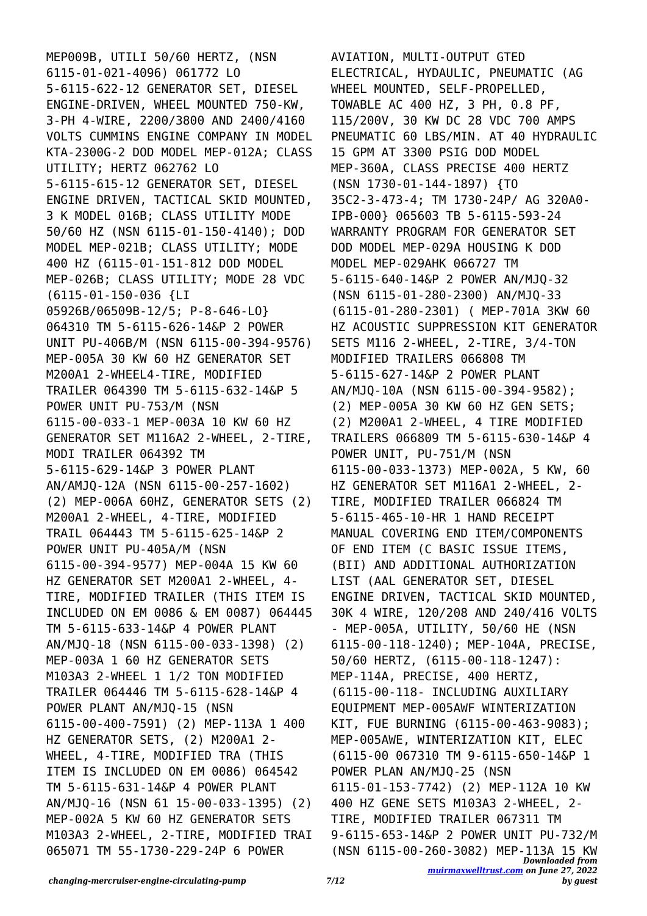MEP009B, UTILI 50/60 HERTZ, (NSN 6115-01-021-4096) 061772 LO 5-6115-622-12 GENERATOR SET, DIESEL ENGINE-DRIVEN, WHEEL MOUNTED 750-KW, 3-PH 4-WIRE, 2200/3800 AND 2400/4160 VOLTS CUMMINS ENGINE COMPANY IN MODEL KTA-2300G-2 DOD MODEL MEP-012A; CLASS UTILITY; HERTZ 062762 LO 5-6115-615-12 GENERATOR SET, DIESEL ENGINE DRIVEN, TACTICAL SKID MOUNTED, 3 K MODEL 016B; CLASS UTILITY MODE 50/60 HZ (NSN 6115-01-150-4140); DOD MODEL MEP-021B; CLASS UTILITY; MODE 400 HZ (6115-01-151-812 DOD MODEL MEP-026B; CLASS UTILITY; MODE 28 VDC (6115-01-150-036 {LI 05926B/06509B-12/5; P-8-646-LO} 064310 TM 5-6115-626-14&P 2 POWER UNIT PU-406B/M (NSN 6115-00-394-9576) MEP-005A 30 KW 60 HZ GENERATOR SET M200A1 2-WHEEL4-TIRE, MODIFIED TRAILER 064390 TM 5-6115-632-14&P 5 POWER UNIT PU-753/M (NSN 6115-00-033-1 MEP-003A 10 KW 60 HZ GENERATOR SET M116A2 2-WHEEL, 2-TIRE, MODI TRAILER 064392 TM 5-6115-629-14&P 3 POWER PLANT AN/AMJQ-12A (NSN 6115-00-257-1602) (2) MEP-006A 60HZ, GENERATOR SETS (2) M200A1 2-WHEEL, 4-TIRE, MODIFIED TRAIL 064443 TM 5-6115-625-14&P 2 POWER UNIT PU-405A/M (NSN 6115-00-394-9577) MEP-004A 15 KW 60 HZ GENERATOR SET M200A1 2-WHEEL, 4-TIRE, MODIFIED TRAILER (THIS ITEM IS INCLUDED ON EM 0086 & EM 0087) 064445 TM 5-6115-633-14&P 4 POWER PLANT AN/MJQ-18 (NSN 6115-00-033-1398) (2) MEP-003A 1 60 HZ GENERATOR SETS M103A3 2-WHEEL 1 1/2 TON MODIFIED TRAILER 064446 TM 5-6115-628-14&P 4 POWER PLANT AN/MJQ-15 (NSN 6115-00-400-7591) (2) MEP-113A 1 400 HZ GENERATOR SETS, (2) M200A1 2-WHEEL, 4-TIRE, MODIFIED TRA (THIS ITEM IS INCLUDED ON EM 0086) 064542 TM 5-6115-631-14&P 4 POWER PLANT AN/MJQ-16 (NSN 61 15-00-033-1395) (2) MEP-002A 5 KW 60 HZ GENERATOR SETS M103A3 2-WHEEL, 2-TIRE, MODIFIED TRAI 065071 TM 55-1730-229-24P 6 POWER AVIATION, MULTI-OUTPUT GTED ELECTRICAL, HYDAULIC, PNEUMATIC (AG WHEEL MOUNTED, SELF-PROPELLED, TOWABLE AC 400 HZ, 3 PH, 0.8 PF, 115/200V, 30 KW DC 28 VDC 700 AMPS PNEUMATIC 60 LBS/MIN. AT 40 HYDRAULIC 15 GPM AT 3300 PSIG DOD MODEL MEP-360A, CLASS PRECISE 400 HERTZ (NSN 1730-01-144-1897) {TO 35C2-3-473-4; TM 1730-24P/ AG 320A0-IPB-000} 065603 TB 5-6115-593-24 WARRANTY PROGRAM FOR GENERATOR SET DOD MODEL MEP-029A HOUSING K DOD MODEL MEP-029AHK 066727 TM 5-6115-640-14&P 2 POWER AN/MJQ-32 (NSN 6115-01-280-2300) AN/MJQ-33 (6115-01-280-2301) ( MEP-701A 3KW 60 HZ ACOUSTIC SUPPRESSION KIT GENERATOR SETS M116 2-WHEEL, 2-TIRE, 3/4-TON MODIFIED TRAILERS 066808 TM 5-6115-627-14&P 2 POWER PLANT AN/MJQ-10A (NSN 6115-00-394-9582); (2) MEP-005A 30 KW 60 HZ GEN SETS; (2) M200A1 2-WHEEL, 4 TIRE MODIFIED TRAILERS 066809 TM 5-6115-630-14&P 4 POWER UNIT, PU-751/M (NSN 6115-00-033-1373) MEP-002A, 5 KW, 60 HZ GENERATOR SET M116A1 2-WHEEL, 2-TIRE, MODIFIED TRAILER 066824 TM 5-6115-465-10-HR 1 HAND RECEIPT MANUAL COVERING END ITEM/COMPONENTS OF END ITEM (C BASIC ISSUE ITEMS, (BII) AND ADDITIONAL AUTHORIZATION LIST (AAL GENERATOR SET, DIESEL ENGINE DRIVEN, TACTICAL SKID MOUNTED, 30K 4 WIRE, 120/208 AND 240/416 VOLTS - MEP-005A, UTILITY, 50/60 HE (NSN 6115-00-118-1240); MEP-104A, PRECISE, 50/60 HERTZ, (6115-00-118-1247): MEP-114A, PRECISE, 400 HERTZ, (6115-00-118- INCLUDING AUXILIARY EQUIPMENT MEP-005AWF WINTERIZATION KIT, FUE BURNING (6115-00-463-9083); MEP-005AWE, WINTERIZATION KIT, ELEC (6115-00 067310 TM 9-6115-650-14&P 1 POWER PLAN AN/MJQ-25 (NSN 6115-01-153-7742) (2) MEP-112A 10 KW 400 HZ GENE SETS M103A3 2-WHEEL, 2-TIRE, MODIFIED TRAILER 067311 TM 9-6115-653-14&P 2 POWER UNIT PU-732/M (NSN 6115-00-260-3082) MEP-113A 15 KW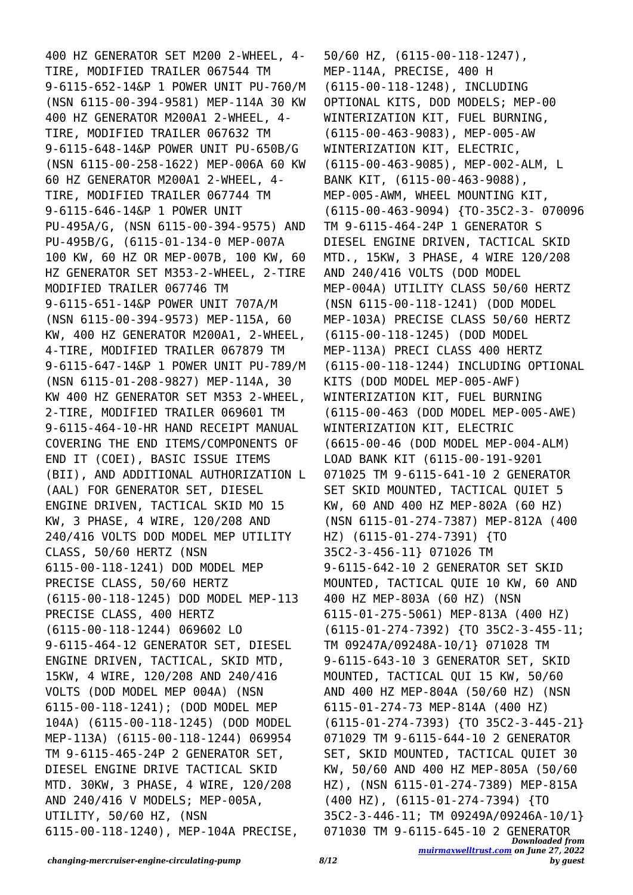400 HZ GENERATOR SET M200 2-WHEEL, 4-TIRE, MODIFIED TRAILER 067544 TM 9-6115-652-14&P 1 POWER UNIT PU-760/M (NSN 6115-00-394-9581) MEP-114A 30 KW 400 HZ GENERATOR M200A1 2-WHEEL, 4-TIRE, MODIFIED TRAILER 067632 TM 9-6115-648-14&P POWER UNIT PU-650B/G (NSN 6115-00-258-1622) MEP-006A 60 KW 60 HZ GENERATOR M200A1 2-WHEEL, 4-TIRE, MODIFIED TRAILER 067744 TM 9-6115-646-14&P 1 POWER UNIT PU-495A/G, (NSN 6115-00-394-9575) AND PU-495B/G, (6115-01-134-0 MEP-007A 100 KW, 60 HZ OR MEP-007B, 100 KW, 60 HZ GENERATOR SET M353-2-WHEEL, 2-TIRE MODIFIED TRAILER 067746 TM 9-6115-651-14&P POWER UNIT 707A/M (NSN 6115-00-394-9573) MEP-115A, 60 KW, 400 HZ GENERATOR M200A1, 2-WHEEL, 4-TIRE, MODIFIED TRAILER 067879 TM 9-6115-647-14&P 1 POWER UNIT PU-789/M (NSN 6115-01-208-9827) MEP-114A, 30 KW 400 HZ GENERATOR SET M353 2-WHEEL, 2-TIRE, MODIFIED TRAILER 069601 TM 9-6115-464-10-HR HAND RECEIPT MANUAL COVERING THE END ITEMS/COMPONENTS OF END IT (COEI), BASIC ISSUE ITEMS (BII), AND ADDITIONAL AUTHORIZATION L (AAL) FOR GENERATOR SET, DIESEL ENGINE DRIVEN, TACTICAL SKID MO 15 KW, 3 PHASE, 4 WIRE, 120/208 AND 240/416 VOLTS DOD MODEL MEP UTILITY CLASS, 50/60 HERTZ (NSN 6115-00-118-1241) DOD MODEL MEP PRECISE CLASS, 50/60 HERTZ (6115-00-118-1245) DOD MODEL MEP-113 PRECISE CLASS, 400 HERTZ (6115-00-118-1244) 069602 LO 9-6115-464-12 GENERATOR SET, DIESEL ENGINE DRIVEN, TACTICAL, SKID MTD, 15KW, 4 WIRE, 120/208 AND 240/416 VOLTS (DOD MODEL MEP 004A) (NSN 6115-00-118-1241); (DOD MODEL MEP 104A) (6115-00-118-1245) (DOD MODEL MEP-113A) (6115-00-118-1244) 069954 TM 9-6115-465-24P 2 GENERATOR SET, DIESEL ENGINE DRIVE TACTICAL SKID MTD. 30KW, 3 PHASE, 4 WIRE, 120/208 AND 240/416 V MODELS; MEP-005A, UTILITY, 50/60 HZ, (NSN 6115-00-118-1240), MEP-104A PRECISE, 50/60 HZ, (6115-00-118-1247), MEP-114A, PRECISE, 400 H (6115-00-118-1248), INCLUDING OPTIONAL KITS, DOD MODELS; MEP-00 WINTERIZATION KIT, FUEL BURNING, (6115-00-463-9083), MEP-005-AW WINTERIZATION KIT, ELECTRIC, (6115-00-463-9085), MEP-002-ALM, L BANK KIT, (6115-00-463-9088), MEP-005-AWM, WHEEL MOUNTING KIT, (6115-00-463-9094) {TO-35C2-3- 070096 TM 9-6115-464-24P 1 GENERATOR S DIESEL ENGINE DRIVEN, TACTICAL SKID MTD., 15KW, 3 PHASE, 4 WIRE 120/208 AND 240/416 VOLTS (DOD MODEL MEP-004A) UTILITY CLASS 50/60 HERTZ (NSN 6115-00-118-1241) (DOD MODEL MEP-103A) PRECISE CLASS 50/60 HERTZ (6115-00-118-1245) (DOD MODEL MEP-113A) PRECI CLASS 400 HERTZ (6115-00-118-1244) INCLUDING OPTIONAL KITS (DOD MODEL MEP-005-AWF) WINTERIZATION KIT, FUEL BURNING (6115-00-463 (DOD MODEL MEP-005-AWE) WINTERIZATION KIT, ELECTRIC (6615-00-46 (DOD MODEL MEP-004-ALM) LOAD BANK KIT (6115-00-191-9201 071025 TM 9-6115-641-10 2 GENERATOR SET SKID MOUNTED, TACTICAL QUIET 5 KW, 60 AND 400 HZ MEP-802A (60 HZ) (NSN 6115-01-274-7387) MEP-812A (400 HZ) (6115-01-274-7391) {TO 35C2-3-456-11} 071026 TM 9-6115-642-10 2 GENERATOR SET SKID MOUNTED, TACTICAL QUIE 10 KW, 60 AND 400 HZ MEP-803A (60 HZ) (NSN 6115-01-275-5061) MEP-813A (400 HZ) (6115-01-274-7392) {TO 35C2-3-455-11; TM 09247A/09248A-10/1} 071028 TM 9-6115-643-10 3 GENERATOR SET, SKID MOUNTED, TACTICAL QUI 15 KW, 50/60 AND 400 HZ MEP-804A (50/60 HZ) (NSN 6115-01-274-73 MEP-814A (400 HZ) (6115-01-274-7393) {TO 35C2-3-445-21} 071029 TM 9-6115-644-10 2 GENERATOR SET, SKID MOUNTED, TACTICAL QUIET 30 KW, 50/60 AND 400 HZ MEP-805A (50/60 HZ), (NSN 6115-01-274-7389) MEP-815A (400 HZ), (6115-01-274-7394) {TO 35C2-3-446-11; TM 09249A/09246A-10/1} 071030 TM 9-6115-645-10 2 GENERATOR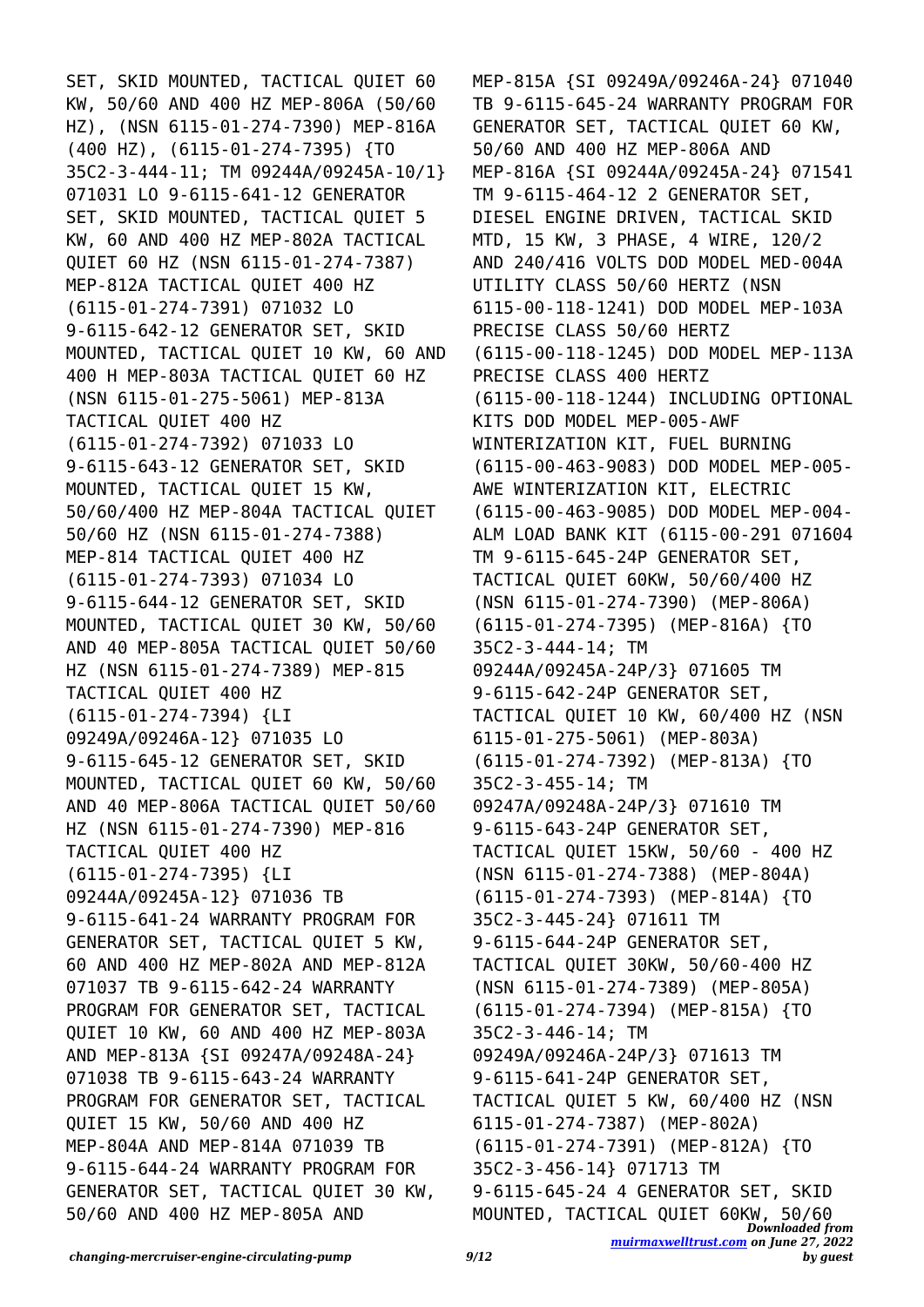SET, SKID MOUNTED, TACTICAL QUIET 60 KW, 50/60 AND 400 HZ MEP-806A (50/60 HZ), (NSN 6115-01-274-7390) MEP-816A (400 HZ), (6115-01-274-7395) {TO 35C2-3-444-11; TM 09244A/09245A-10/1} 071031 LO 9-6115-641-12 GENERATOR SET, SKID MOUNTED, TACTICAL QUIET 5 KW, 60 AND 400 HZ MEP-802A TACTICAL QUIET 60 HZ (NSN 6115-01-274-7387) MEP-812A TACTICAL QUIET 400 HZ (6115-01-274-7391) 071032 LO 9-6115-642-12 GENERATOR SET, SKID MOUNTED, TACTICAL QUIET 10 KW, 60 AND 400 H MEP-803A TACTICAL QUIET 60 HZ (NSN 6115-01-275-5061) MEP-813A TACTICAL QUIET 400 HZ (6115-01-274-7392) 071033 LO 9-6115-643-12 GENERATOR SET, SKID MOUNTED, TACTICAL QUIET 15 KW, 50/60/400 HZ MEP-804A TACTICAL QUIET 50/60 HZ (NSN 6115-01-274-7388) MEP-814 TACTICAL QUIET 400 HZ (6115-01-274-7393) 071034 LO 9-6115-644-12 GENERATOR SET, SKID MOUNTED, TACTICAL QUIET 30 KW, 50/60 AND 40 MEP-805A TACTICAL QUIET 50/60 HZ (NSN 6115-01-274-7389) MEP-815 TACTICAL QUIET 400 HZ (6115-01-274-7394) {LI 09249A/09246A-12} 071035 LO 9-6115-645-12 GENERATOR SET, SKID MOUNTED, TACTICAL QUIET 60 KW, 50/60 AND 40 MEP-806A TACTICAL QUIET 50/60 HZ (NSN 6115-01-274-7390) MEP-816 TACTICAL QUIET 400 HZ (6115-01-274-7395) {LI 09244A/09245A-12} 071036 TB 9-6115-641-24 WARRANTY PROGRAM FOR GENERATOR SET, TACTICAL QUIET 5 KW, 60 AND 400 HZ MEP-802A AND MEP-812A 071037 TB 9-6115-642-24 WARRANTY PROGRAM FOR GENERATOR SET, TACTICAL QUIET 10 KW, 60 AND 400 HZ MEP-803A AND MEP-813A {SI 09247A/09248A-24} 071038 TB 9-6115-643-24 WARRANTY PROGRAM FOR GENERATOR SET, TACTICAL QUIET 15 KW, 50/60 AND 400 HZ MEP-804A AND MEP-814A 071039 TB 9-6115-644-24 WARRANTY PROGRAM FOR GENERATOR SET, TACTICAL QUIET 30 KW, 50/60 AND 400 HZ MEP-805A AND MEP-815A {SI 09249A/09246A-24} 071040 TB 9-6115-645-24 WARRANTY PROGRAM FOR GENERATOR SET, TACTICAL QUIET 60 KW, 50/60 AND 400 HZ MEP-806A AND MEP-816A {SI 09244A/09245A-24} 071541 TM 9-6115-464-12 2 GENERATOR SET, DIESEL ENGINE DRIVEN, TACTICAL SKID MTD, 15 KW, 3 PHASE, 4 WIRE, 120/2 AND 240/416 VOLTS DOD MODEL MED-004A UTILITY CLASS 50/60 HERTZ (NSN 6115-00-118-1241) DOD MODEL MEP-103A PRECISE CLASS 50/60 HERTZ (6115-00-118-1245) DOD MODEL MEP-113A PRECISE CLASS 400 HERTZ (6115-00-118-1244) INCLUDING OPTIONAL KITS DOD MODEL MEP-005-AWF WINTERIZATION KIT, FUEL BURNING (6115-00-463-9083) DOD MODEL MEP-005-AWE WINTERIZATION KIT, ELECTRIC (6115-00-463-9085) DOD MODEL MEP-004-ALM LOAD BANK KIT (6115-00-291 071604 TM 9-6115-645-24P GENERATOR SET, TACTICAL QUIET 60KW, 50/60/400 HZ (NSN 6115-01-274-7390) (MEP-806A) (6115-01-274-7395) (MEP-816A) {TO 35C2-3-444-14; TM 09244A/09245A-24P/3} 071605 TM 9-6115-642-24P GENERATOR SET, TACTICAL QUIET 10 KW, 60/400 HZ (NSN 6115-01-275-5061) (MEP-803A) (6115-01-274-7392) (MEP-813A) {TO 35C2-3-455-14; TM 09247A/09248A-24P/3} 071610 TM 9-6115-643-24P GENERATOR SET, TACTICAL QUIET 15KW, 50/60 - 400 HZ (NSN 6115-01-274-7388) (MEP-804A) (6115-01-274-7393) (MEP-814A) {TO 35C2-3-445-24} 071611 TM 9-6115-644-24P GENERATOR SET, TACTICAL QUIET 30KW, 50/60-400 HZ (NSN 6115-01-274-7389) (MEP-805A) (6115-01-274-7394) (MEP-815A) {TO 35C2-3-446-14; TM 09249A/09246A-24P/3} 071613 TM 9-6115-641-24P GENERATOR SET, TACTICAL QUIET 5 KW, 60/400 HZ (NSN 6115-01-274-7387) (MEP-802A) (6115-01-274-7391) (MEP-812A) {TO 35C2-3-456-14} 071713 TM 9-6115-645-24 4 GENERATOR SET, SKID MOUNTED, TACTICAL QUIET 60KW, 50/60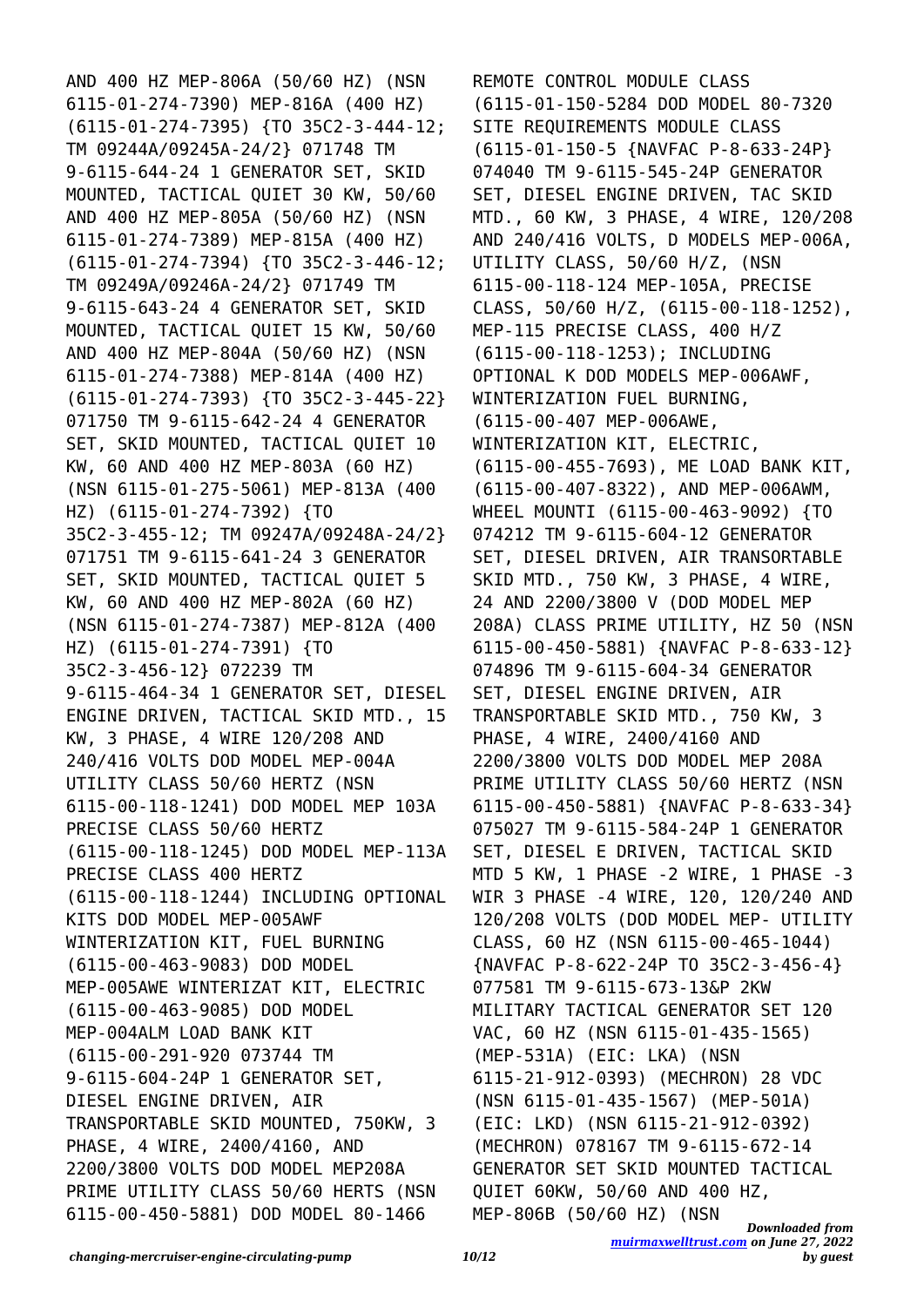AND 400 HZ MEP-806A (50/60 HZ) (NSN 6115-01-274-7390) MEP-816A (400 HZ) (6115-01-274-7395) {TO 35C2-3-444-12; TM 09244A/09245A-24/2} 071748 TM 9-6115-644-24 1 GENERATOR SET, SKID MOUNTED, TACTICAL QUIET 30 KW, 50/60 AND 400 HZ MEP-805A (50/60 HZ) (NSN 6115-01-274-7389) MEP-815A (400 HZ) (6115-01-274-7394) {TO 35C2-3-446-12; TM 09249A/09246A-24/2} 071749 TM 9-6115-643-24 4 GENERATOR SET, SKID MOUNTED, TACTICAL QUIET 15 KW, 50/60 AND 400 HZ MEP-804A (50/60 HZ) (NSN 6115-01-274-7388) MEP-814A (400 HZ) (6115-01-274-7393) {TO 35C2-3-445-22} 071750 TM 9-6115-642-24 4 GENERATOR SET, SKID MOUNTED, TACTICAL QUIET 10 KW, 60 AND 400 HZ MEP-803A (60 HZ) (NSN 6115-01-275-5061) MEP-813A (400 HZ) (6115-01-274-7392) {TO 35C2-3-455-12; TM 09247A/09248A-24/2} 071751 TM 9-6115-641-24 3 GENERATOR SET, SKID MOUNTED, TACTICAL QUIET 5 KW, 60 AND 400 HZ MEP-802A (60 HZ) (NSN 6115-01-274-7387) MEP-812A (400 HZ) (6115-01-274-7391) {TO 35C2-3-456-12} 072239 TM 9-6115-464-34 1 GENERATOR SET, DIESEL ENGINE DRIVEN, TACTICAL SKID MTD., 15 KW, 3 PHASE, 4 WIRE 120/208 AND 240/416 VOLTS DOD MODEL MEP-004A UTILITY CLASS 50/60 HERTZ (NSN 6115-00-118-1241) DOD MODEL MEP 103A PRECISE CLASS 50/60 HERTZ (6115-00-118-1245) DOD MODEL MEP-113A PRECISE CLASS 400 HERTZ (6115-00-118-1244) INCLUDING OPTIONAL KITS DOD MODEL MEP-005AWF WINTERIZATION KIT, FUEL BURNING (6115-00-463-9083) DOD MODEL MEP-005AWE WINTERIZAT KIT, ELECTRIC (6115-00-463-9085) DOD MODEL MEP-004ALM LOAD BANK KIT (6115-00-291-920 073744 TM 9-6115-604-24P 1 GENERATOR SET, DIESEL ENGINE DRIVEN, AIR TRANSPORTABLE SKID MOUNTED, 750KW, 3 PHASE, 4 WIRE, 2400/4160, AND 2200/3800 VOLTS DOD MODEL MEP208A PRIME UTILITY CLASS 50/60 HERTS (NSN 6115-00-450-5881) DOD MODEL 80-1466 REMOTE CONTROL MODULE CLASS (6115-01-150-5284 DOD MODEL 80-7320 SITE REQUIREMENTS MODULE CLASS (6115-01-150-5 {NAVFAC P-8-633-24P} 074040 TM 9-6115-545-24P GENERATOR SET, DIESEL ENGINE DRIVEN, TAC SKID MTD., 60 KW, 3 PHASE, 4 WIRE, 120/208 AND 240/416 VOLTS, D MODELS MEP-006A, UTILITY CLASS, 50/60 H/Z, (NSN 6115-00-118-124 MEP-105A, PRECISE CLASS, 50/60 H/Z, (6115-00-118-1252), MEP-115 PRECISE CLASS, 400 H/Z (6115-00-118-1253); INCLUDING OPTIONAL K DOD MODELS MEP-006AWF, WINTERIZATION FUEL BURNING, (6115-00-407 MEP-006AWE, WINTERIZATION KIT, ELECTRIC, (6115-00-455-7693), ME LOAD BANK KIT, (6115-00-407-8322), AND MEP-006AWM, WHEEL MOUNTI (6115-00-463-9092) {TO 074212 TM 9-6115-604-12 GENERATOR SET, DIESEL DRIVEN, AIR TRANSORTABLE SKID MTD., 750 KW, 3 PHASE, 4 WIRE, 24 AND 2200/3800 V (DOD MODEL MEP 208A) CLASS PRIME UTILITY, HZ 50 (NSN 6115-00-450-5881) {NAVFAC P-8-633-12} 074896 TM 9-6115-604-34 GENERATOR SET, DIESEL ENGINE DRIVEN, AIR TRANSPORTABLE SKID MTD., 750 KW, 3 PHASE, 4 WIRE, 2400/4160 AND 2200/3800 VOLTS DOD MODEL MEP 208A PRIME UTILITY CLASS 50/60 HERTZ (NSN 6115-00-450-5881) {NAVFAC P-8-633-34} 075027 TM 9-6115-584-24P 1 GENERATOR SET, DIESEL E DRIVEN, TACTICAL SKID MTD 5 KW, 1 PHASE -2 WIRE, 1 PHASE -3 WIR 3 PHASE -4 WIRE, 120, 120/240 AND 120/208 VOLTS (DOD MODEL MEP- UTILITY CLASS, 60 HZ (NSN 6115-00-465-1044) {NAVFAC P-8-622-24P TO 35C2-3-456-4} 077581 TM 9-6115-673-13&P 2KW MILITARY TACTICAL GENERATOR SET 120 VAC, 60 HZ (NSN 6115-01-435-1565) (MEP-531A) (EIC: LKA) (NSN 6115-21-912-0393) (MECHRON) 28 VDC (NSN 6115-01-435-1567) (MEP-501A) (EIC: LKD) (NSN 6115-21-912-0392) (MECHRON) 078167 TM 9-6115-672-14 GENERATOR SET SKID MOUNTED TACTICAL QUIET 60KW, 50/60 AND 400 HZ, MEP-806B (50/60 HZ) (NSN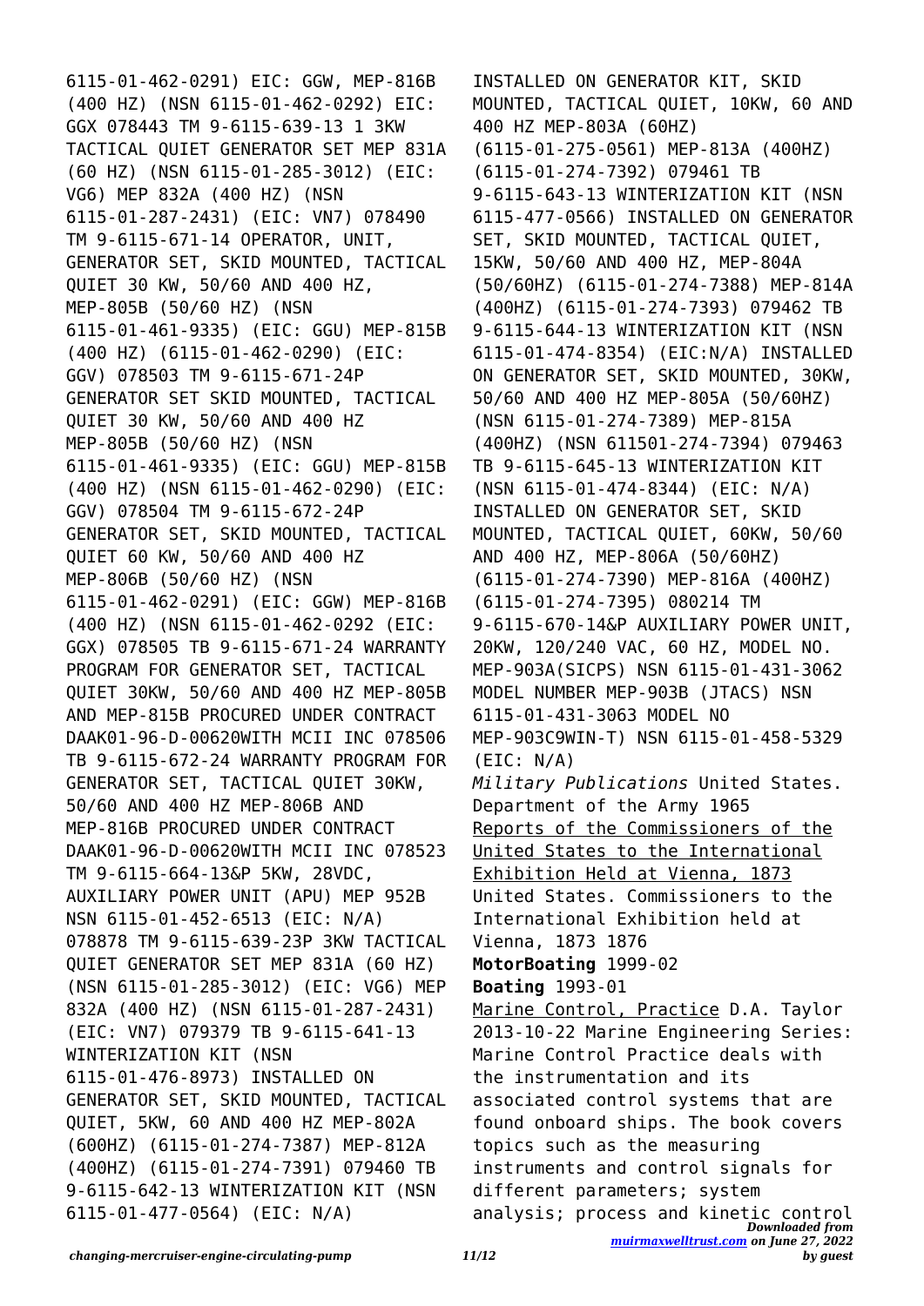6115-01-462-0291) EIC: GGW, MEP-816B (400 HZ) (NSN 6115-01-462-0292) EIC: GGX 078443 TM 9-6115-639-13 1 3KW TACTICAL QUIET GENERATOR SET MEP 831A (60 HZ) (NSN 6115-01-285-3012) (EIC: VG6) MEP 832A (400 HZ) (NSN 6115-01-287-2431) (EIC: VN7) 078490 TM 9-6115-671-14 OPERATOR, UNIT, GENERATOR SET, SKID MOUNTED, TACTICAL QUIET 30 KW, 50/60 AND 400 HZ, MEP-805B (50/60 HZ) (NSN 6115-01-461-9335) (EIC: GGU) MEP-815B (400 HZ) (6115-01-462-0290) (EIC: GGV) 078503 TM 9-6115-671-24P GENERATOR SET SKID MOUNTED, TACTICAL QUIET 30 KW, 50/60 AND 400 HZ MEP-805B (50/60 HZ) (NSN 6115-01-461-9335) (EIC: GGU) MEP-815B (400 HZ) (NSN 6115-01-462-0290) (EIC: GGV) 078504 TM 9-6115-672-24P GENERATOR SET, SKID MOUNTED, TACTICAL QUIET 60 KW, 50/60 AND 400 HZ MEP-806B (50/60 HZ) (NSN 6115-01-462-0291) (EIC: GGW) MEP-816B (400 HZ) (NSN 6115-01-462-0292 (EIC: GGX) 078505 TB 9-6115-671-24 WARRANTY PROGRAM FOR GENERATOR SET, TACTICAL QUIET 30KW, 50/60 AND 400 HZ MEP-805B AND MEP-815B PROCURED UNDER CONTRACT DAAK01-96-D-00620WITH MCII INC 078506 TB 9-6115-672-24 WARRANTY PROGRAM FOR GENERATOR SET, TACTICAL QUIET 30KW, 50/60 AND 400 HZ MEP-806B AND MEP-816B PROCURED UNDER CONTRACT DAAK01-96-D-00620WITH MCII INC 078523 TM 9-6115-664-13&P 5KW, 28VDC, AUXILIARY POWER UNIT (APU) MEP 952B NSN 6115-01-452-6513 (EIC: N/A) 078878 TM 9-6115-639-23P 3KW TACTICAL QUIET GENERATOR SET MEP 831A (60 HZ) (NSN 6115-01-285-3012) (EIC: VG6) MEP 832A (400 HZ) (NSN 6115-01-287-2431) (EIC: VN7) 079379 TB 9-6115-641-13 WINTERIZATION KIT (NSN 6115-01-476-8973) INSTALLED ON GENERATOR SET, SKID MOUNTED, TACTICAL QUIET, 5KW, 60 AND 400 HZ MEP-802A (600HZ) (6115-01-274-7387) MEP-812A (400HZ) (6115-01-274-7391) 079460 TB 9-6115-642-13 WINTERIZATION KIT (NSN 6115-01-477-0564) (EIC: N/A) INSTALLED ON GENERATOR KIT, SKID MOUNTED, TACTICAL QUIET, 10KW, 60 AND 400 HZ MEP-803A (60HZ) (6115-01-275-0561) MEP-813A (400HZ) (6115-01-274-7392) 079461 TB 9-6115-643-13 WINTERIZATION KIT (NSN 6115-477-0566) INSTALLED ON GENERATOR SET, SKID MOUNTED, TACTICAL QUIET, 15KW, 50/60 AND 400 HZ, MEP-804A (50/60HZ) (6115-01-274-7388) MEP-814A (400HZ) (6115-01-274-7393) 079462 TB 9-6115-644-13 WINTERIZATION KIT (NSN 6115-01-474-8354) (EIC:N/A) INSTALLED ON GENERATOR SET, SKID MOUNTED, 30KW, 50/60 AND 400 HZ MEP-805A (50/60HZ) (NSN 6115-01-274-7389) MEP-815A (400HZ) (NSN 611501-274-7394) 079463 TB 9-6115-645-13 WINTERIZATION KIT (NSN 6115-01-474-8344) (EIC: N/A) INSTALLED ON GENERATOR SET, SKID MOUNTED, TACTICAL QUIET, 60KW, 50/60 AND 400 HZ, MEP-806A (50/60HZ) (6115-01-274-7390) MEP-816A (400HZ) (6115-01-274-7395) 080214 TM 9-6115-670-14&P AUXILIARY POWER UNIT, 20KW, 120/240 VAC, 60 HZ, MODEL NO. MEP-903A(SICPS) NSN 6115-01-431-3062 MODEL NUMBER MEP-903B (JTACS) NSN 6115-01-431-3063 MODEL NO MEP-903C9WIN-T) NSN 6115-01-458-5329 (EIC: N/A)

*Military Publications* United States. Department of the Army 1965

Reports of the Commissioners of the United States to the International Exhibition Held at Vienna, 1873 United States. Commissioners to the International Exhibition held at Vienna, 1873 1876

**MotorBoating** 1999-02

**Boating** 1993-01

Marine Control, Practice D.A. Taylor 2013-10-22 Marine Engineering Series: Marine Control Practice deals with the instrumentation and its associated control systems that are found onboard ships. The book covers topics such as the measuring instruments and control signals for different parameters; system analysis; process and kinetic control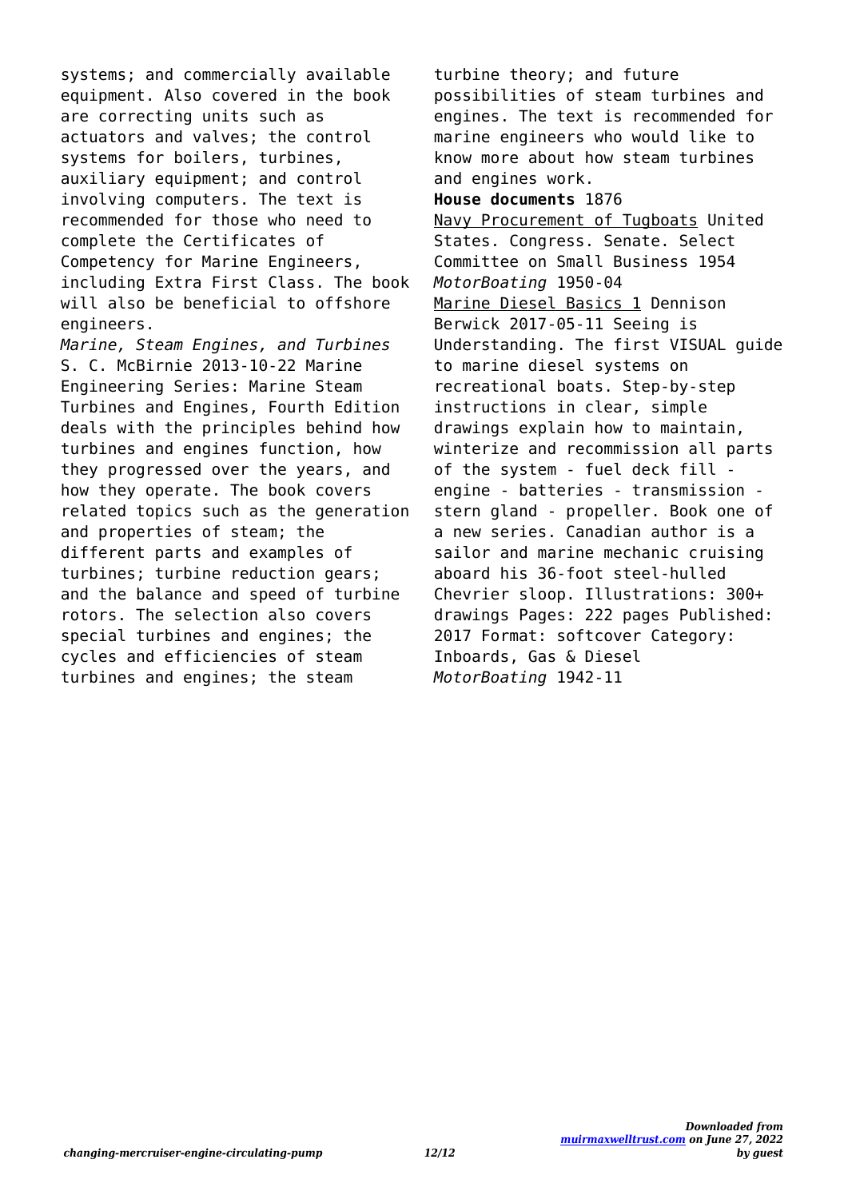systems; and commercially available equipment. Also covered in the book are correcting units such as actuators and valves; the control systems for boilers, turbines, auxiliary equipment; and control involving computers. The text is recommended for those who need to complete the Certificates of Competency for Marine Engineers, including Extra First Class. The book will also be beneficial to offshore engineers.

*Marine, Steam Engines, and Turbines* S. C. McBirnie 2013-10-22 Marine Engineering Series: Marine Steam Turbines and Engines, Fourth Edition deals with the principles behind how turbines and engines function, how they progressed over the years, and how they operate. The book covers related topics such as the generation and properties of steam; the different parts and examples of turbines; turbine reduction gears; and the balance and speed of turbine rotors. The selection also covers special turbines and engines; the cycles and efficiencies of steam turbines and engines; the steam turbine theory; and future possibilities of steam turbines and engines. The text is recommended for marine engineers who would like to know more about how steam turbines and engines work.

**House documents** 1876

Navy Procurement of Tugboats United States. Congress. Senate. Select Committee on Small Business 1954

*MotorBoating* 1950-04

Marine Diesel Basics 1 Dennison Berwick 2017-05-11 Seeing is Understanding. The first VISUAL guide to marine diesel systems on recreational boats. Step-by-step instructions in clear, simple drawings explain how to maintain, winterize and recommission all parts of the system - fuel deck fill - engine - batteries - transmission - stern gland - propeller. Book one of a new series. Canadian author is a sailor and marine mechanic cruising aboard his 36-foot steel-hulled Chevrier sloop. Illustrations: 300+ drawings Pages: 222 pages Published: 2017 Format: softcover Category: Inboards, Gas & Diesel

*MotorBoating* 1942-11